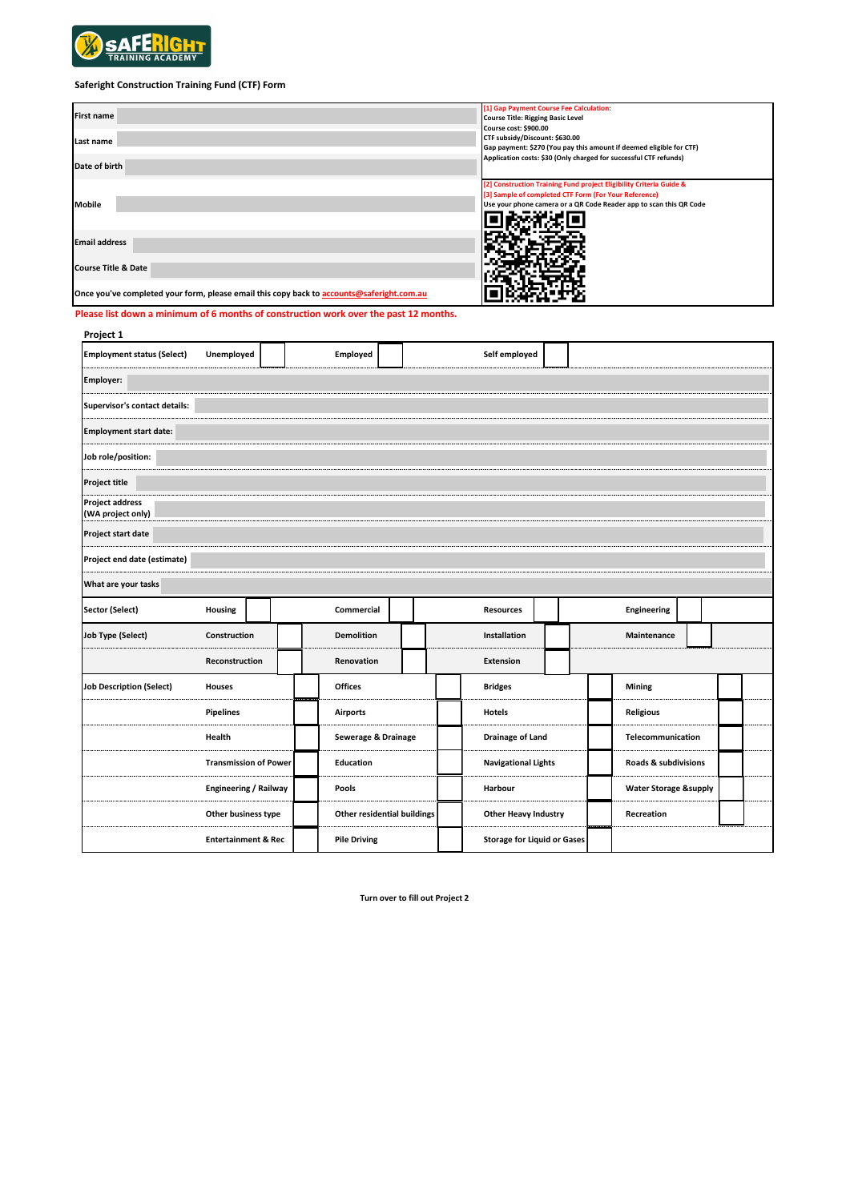**Saferight Construction Training Fund (CTF) Form**

| | |
|---|---|
| First name | |
| Last name | |
| Date of birth | |
| Mobile | |
| Email address | |
| Course Title & Date | |

Once you've completed your form, please email this copy back to accounts@saferight.com.au

[1] Gap Payment Course Fee Calculation:
Course Title: Rigging Basic Level
Course cost: $900.00
CTF subsidy/Discount: $630.00
Gap payment: $270 (You pay this amount if deemed eligible for CTF)
Application costs: $30 (Only charged for successful CTF refunds)

[2] Construction Training Fund project Eligibility Criteria Guide &
[3] Sample of completed CTF Form (For Your Reference)
Use your phone camera or a QR Code Reader app to scan this QR Code

**Please list down a minimum of 6 months of construction work over the past 12 months.**

**Project 1**

| | | | | | | | | |
|---|---|---|---|---|---|---|---|---|
| Employment status (Select) | Unemployed | | Employed | | Self employed | | | |
| Employer: | | | | | | | | |
| Supervisor's contact details: | | | | | | | | |
| Employment start date: | | | | | | | | |
| Job role/position: | | | | | | | | |
| Project title | | | | | | | | |
| Project address (WA project only) | | | | | | | | |
| Project start date | | | | | | | | |
| Project end date (estimate) | | | | | | | | |
| What are your tasks | | | | | | | | |
| Sector (Select) | Housing | | Commercial | | Resources | | Engineering | |
| Job Type (Select) | Construction | | Demolition | | Installation | | Maintenance | |
| | Reconstruction | | Renovation | | Extension | | | |
| Job Description (Select) | Houses | | Offices | | Bridges | | Mining | |
| | Pipelines | | Airports | | Hotels | | Religious | |
| | Health | | Sewerage & Drainage | | Drainage of Land | | Telecommunication | |
| | Transmission of Power | | Education | | Navigational Lights | | Roads & subdivisions | |
| | Engineering / Railway | | Pools | | Harbour | | Water Storage &supply | |
| | Other business type | | Other residential buildings | | Other Heavy Industry | | Recreation | |
| | Entertainment & Rec | | Pile Driving | | Storage for Liquid or Gases | | | |

Turn over to fill out Project 2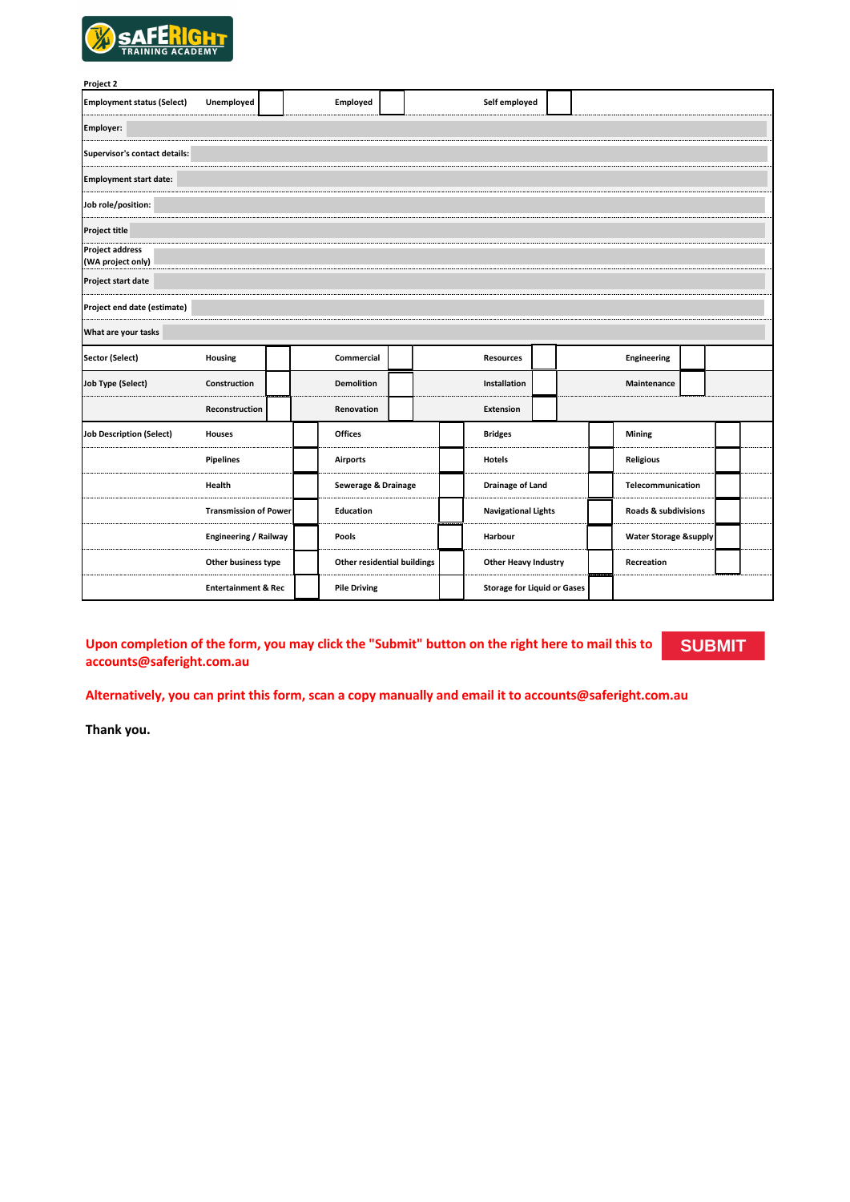Project 2

| | | | | | | | |
|---|---|---|---|---|---|---|---|
| Employment status (Select) | Unemployed | | Employed | | Self employed | | |
| Employer: | | | | | | | |
| Supervisor's contact details: | | | | | | | |
| Employment start date: | | | | | | | |
| Job role/position: | | | | | | | |
| Project title | | | | | | | |
| Project address (WA project only) | | | | | | | |
| Project start date | | | | | | | |
| Project end date (estimate) | | | | | | | |
| What are your tasks | | | | | | | |
| Sector (Select) | Housing | | Commercial | | Resources | | Engineering |
| Job Type (Select) | Construction | | Demolition | | Installation | | Maintenance |
| | Reconstruction | | Renovation | | Extension | | |
| Job Description (Select) | Houses | | Offices | | Bridges | | Mining |
| | Pipelines | | Airports | | Hotels | | Religious |
| | Health | | Sewerage & Drainage | | Drainage of Land | | Telecommunication |
| | Transmission of Power | | Education | | Navigational Lights | | Roads & subdivisions |
| | Engineering / Railway | | Pools | | Harbour | | Water Storage &supply |
| | Other business type | | Other residential buildings | | Other Heavy Industry | | Recreation |
| | Entertainment & Rec | | Pile Driving | | Storage for Liquid or Gases | | |

**Upon completion of the form, you may click the "Submit" button on the right here to mail this to accounts@saferight.com.au**

SUBMIT

**Alternatively, you can print this form, scan a copy manually and email it to accounts@saferight.com.au**

**Thank you.**